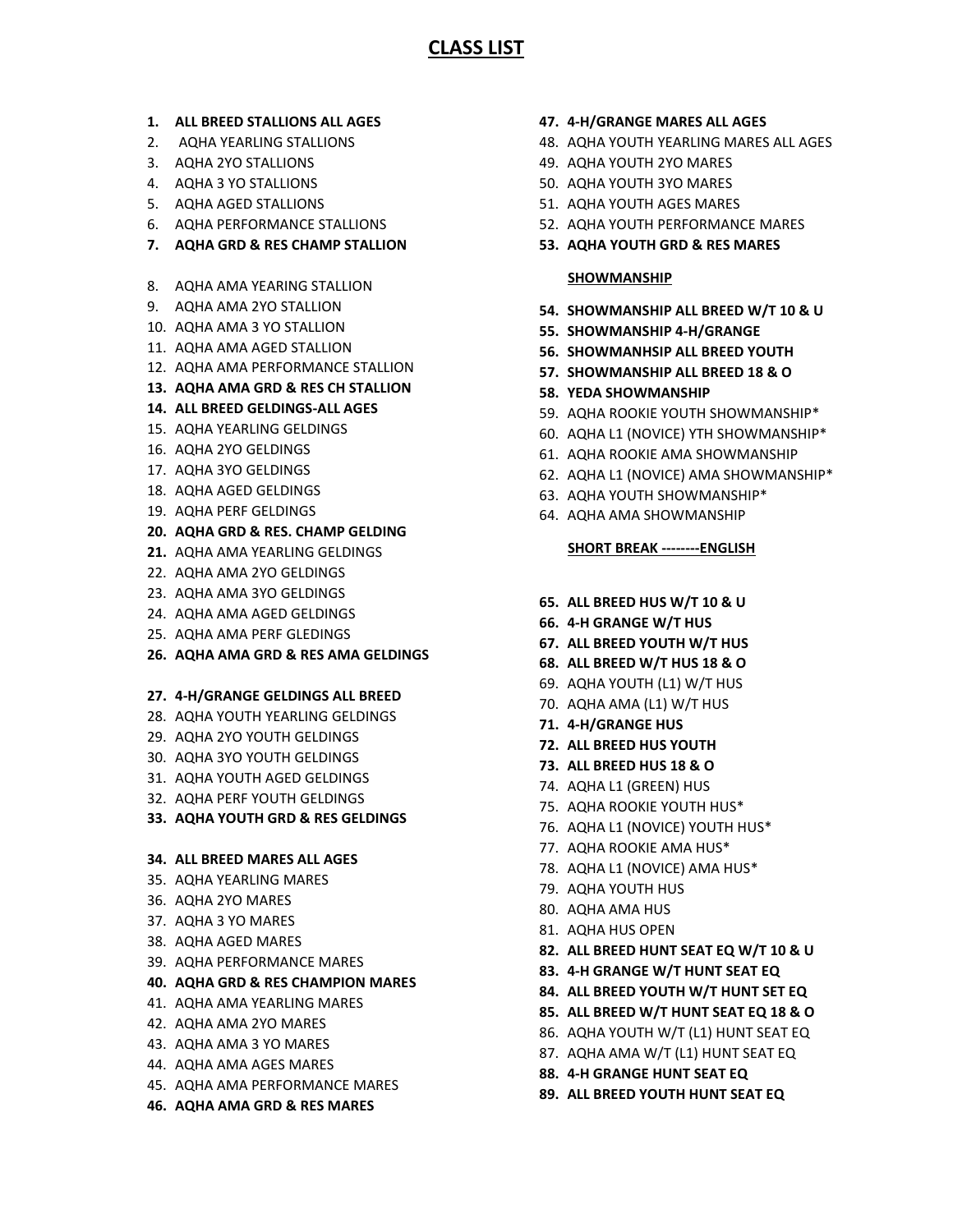# CLASS LIST

1. **ALL BREED STALLIONS ALL AGES**
2. AQHA YEARLING STALLIONS
3. AQHA 2YO STALLIONS
4. AQHA 3 YO STALLIONS
5. AQHA AGED STALLIONS
6. AQHA PERFORMANCE STALLIONS
7. **AQHA GRD & RES CHAMP STALLION**

8. AQHA AMA YEARING STALLION
9. AQHA AMA 2YO STALLION
10. AQHA AMA 3 YO STALLION
11. AQHA AMA AGED STALLION
12. AQHA AMA PERFORMANCE STALLION
13. **AQHA AMA GRD & RES CH STALLION**
14. **ALL BREED GELDINGS-ALL AGES**
15. AQHA YEARLING GELDINGS
16. AQHA 2YO GELDINGS
17. AQHA 3YO GELDINGS
18. AQHA AGED GELDINGS
19. AQHA PERF GELDINGS
20. **AQHA GRD & RES. CHAMP GELDING**
21. AQHA AMA YEARLING GELDINGS
22. AQHA AMA 2YO GELDINGS
23. AQHA AMA 3YO GELDINGS
24. AQHA AMA AGED GELDINGS
25. AQHA AMA PERF GLEDINGS
26. **AQHA AMA GRD & RES AMA GELDINGS**

27. **4-H/GRANGE GELDINGS ALL BREED**
28. AQHA YOUTH YEARLING GELDINGS
29. AQHA 2YO YOUTH GELDINGS
30. AQHA 3YO YOUTH GELDINGS
31. AQHA YOUTH AGED GELDINGS
32. AQHA PERF YOUTH GELDINGS
33. **AQHA YOUTH GRD & RES GELDINGS**

34. **ALL BREED MARES ALL AGES**
35. AQHA YEARLING MARES
36. AQHA 2YO MARES
37. AQHA 3 YO MARES
38. AQHA AGED MARES
39. AQHA PERFORMANCE MARES
40. **AQHA GRD & RES CHAMPION MARES**
41. AQHA AMA YEARLING MARES
42. AQHA AMA 2YO MARES
43. AQHA AMA 3 YO MARES
44. AQHA AMA AGES MARES
45. AQHA AMA PERFORMANCE MARES
46. **AQHA AMA GRD & RES MARES**
47. **4-H/GRANGE MARES ALL AGES**
48. AQHA YOUTH YEARLING MARES ALL AGES
49. AQHA YOUTH 2YO MARES
50. AQHA YOUTH 3YO MARES
51. AQHA YOUTH AGES MARES
52. AQHA YOUTH PERFORMANCE MARES
53. **AQHA YOUTH GRD & RES MARES**

**SHOWMANSHIP**

54. **SHOWMANSHIP ALL BREED W/T 10 & U**
55. **SHOWMANSHIP 4-H/GRANGE**
56. **SHOWMANHSIP ALL BREED YOUTH**
57. **SHOWMANSHIP ALL BREED 18 & O**
58. **YEDA SHOWMANSHIP**
59. AQHA ROOKIE YOUTH SHOWMANSHIP*
60. AQHA L1 (NOVICE) YTH SHOWMANSHIP*
61. AQHA ROOKIE AMA SHOWMANSHIP
62. AQHA L1 (NOVICE) AMA SHOWMANSHIP*
63. AQHA YOUTH SHOWMANSHIP*
64. AQHA AMA SHOWMANSHIP

**SHORT BREAK --------ENGLISH**

65. **ALL BREED HUS W/T 10 & U**
66. **4-H GRANGE W/T HUS**
67. **ALL BREED YOUTH W/T HUS**
68. **ALL BREED W/T HUS 18 & O**
69. AQHA YOUTH (L1) W/T HUS
70. AQHA AMA (L1) W/T HUS
71. **4-H/GRANGE HUS**
72. **ALL BREED HUS YOUTH**
73. **ALL BREED HUS 18 & O**
74. AQHA L1 (GREEN) HUS
75. AQHA ROOKIE YOUTH HUS*
76. AQHA L1 (NOVICE) YOUTH HUS*
77. AQHA ROOKIE AMA HUS*
78. AQHA L1 (NOVICE) AMA HUS*
79. AQHA YOUTH HUS
80. AQHA AMA HUS
81. AQHA HUS OPEN
82. **ALL BREED HUNT SEAT EQ W/T 10 & U**
83. **4-H GRANGE W/T HUNT SEAT EQ**
84. **ALL BREED YOUTH W/T HUNT SET EQ**
85. **ALL BREED W/T HUNT SEAT EQ 18 & O**
86. AQHA YOUTH W/T (L1) HUNT SEAT EQ
87. AQHA AMA W/T (L1) HUNT SEAT EQ
88. **4-H GRANGE HUNT SEAT EQ**
89. **ALL BREED YOUTH HUNT SEAT EQ**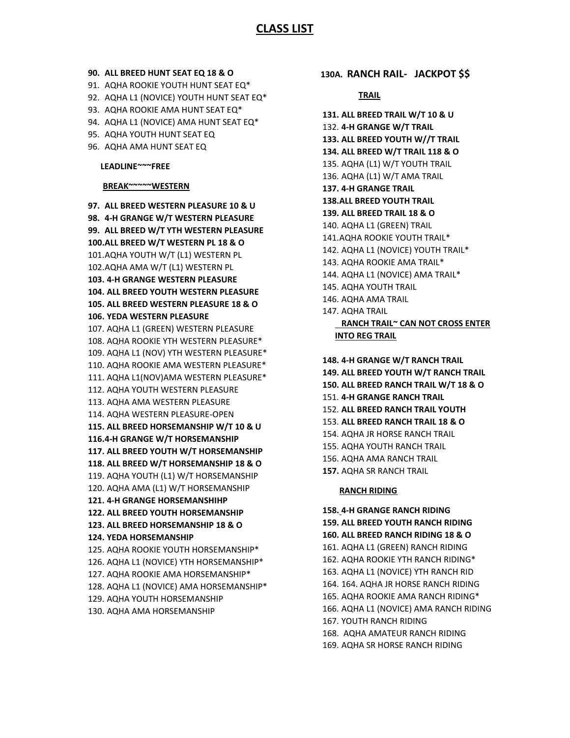# CLASS LIST

**90. ALL BREED HUNT SEAT EQ 18 & O**
91. AQHA ROOKIE YOUTH HUNT SEAT EQ*
92. AQHA L1 (NOVICE) YOUTH HUNT SEAT EQ*
93. AQHA ROOKIE AMA HUNT SEAT EQ*
94. AQHA L1 (NOVICE) AMA HUNT SEAT EQ*
95. AQHA YOUTH HUNT SEAT EQ
96. AQHA AMA HUNT SEAT EQ

**LEADLINE~~~FREE**

**BREAK~~~~~WESTERN**

**97. ALL BREED WESTERN PLEASURE 10 & U**
**98. 4-H GRANGE W/T WESTERN PLEASURE**
**99. ALL BREED W/T YTH WESTERN PLEASURE**
**100.ALL BREED W/T WESTERN PL 18 & O**
101.AQHA YOUTH W/T (L1) WESTERN PL
102.AQHA AMA W/T (L1) WESTERN PL
**103. 4-H GRANGE WESTERN PLEASURE**
**104. ALL BREED YOUTH WESTERN PLEASURE**
**105. ALL BREED WESTERN PLEASURE 18 & O**
**106. YEDA WESTERN PLEASURE**
107. AQHA L1 (GREEN) WESTERN PLEASURE
108. AQHA ROOKIE YTH WESTERN PLEASURE*
109. AQHA L1 (NOV) YTH WESTERN PLEASURE*
110. AQHA ROOKIE AMA WESTERN PLEASURE*
111. AQHA L1(NOV)AMA WESTERN PLEASURE*
112. AQHA YOUTH WESTERN PLEASURE
113. AQHA AMA WESTERN PLEASURE
114. AQHA WESTERN PLEASURE-OPEN
**115. ALL BREED HORSEMANSHIP W/T 10 & U**
**116.4-H GRANGE W/T HORSEMANSHIP**
**117. ALL BREED YOUTH W/T HORSEMANSHIP**
**118. ALL BREED W/T HORSEMANSHIP 18 & O**
119. AQHA YOUTH (L1) W/T HORSEMANSHIP
120. AQHA AMA (L1) W/T HORSEMANSHIP
**121. 4-H GRANGE HORSEMANSHIHP**
**122. ALL BREED YOUTH HORSEMANSHIP**
**123. ALL BREED HORSEMANSHIP 18 & O**
**124. YEDA HORSEMANSHIP**
125. AQHA ROOKIE YOUTH HORSEMANSHIP*
126. AQHA L1 (NOVICE) YTH HORSEMANSHIP*
127. AQHA ROOKIE AMA HORSEMANSHIP*
128. AQHA L1 (NOVICE) AMA HORSEMANSHIP*
129. AQHA YOUTH HORSEMANSHIP
130. AQHA AMA HORSEMANSHIP

**130A. RANCH RAIL- JACKPOT $$**

**TRAIL**

**131. ALL BREED TRAIL W/T 10 & U**
132. **4-H GRANGE W/T TRAIL**
**133. ALL BREED YOUTH W//T TRAIL**
**134. ALL BREED W/T TRAIL 118 & O**
135. AQHA (L1) W/T YOUTH TRAIL
136. AQHA (L1) W/T AMA TRAIL
**137. 4-H GRANGE TRAIL**
**138.ALL BREED YOUTH TRAIL**
**139. ALL BREED TRAIL 18 & O**
140. AQHA L1 (GREEN) TRAIL
141.AQHA ROOKIE YOUTH TRAIL*
142. AQHA L1 (NOVICE) YOUTH TRAIL*
143. AQHA ROOKIE AMA TRAIL*
144. AQHA L1 (NOVICE) AMA TRAIL*
145. AQHA YOUTH TRAIL
146. AQHA AMA TRAIL
147. AQHA TRAIL

**RANCH TRAIL~ CAN NOT CROSS ENTER INTO REG TRAIL**

**148. 4-H GRANGE W/T RANCH TRAIL**
**149. ALL BREED YOUTH W/T RANCH TRAIL**
**150. ALL BREED RANCH TRAIL W/T 18 & O**
151. **4-H GRANGE RANCH TRAIL**
152. **ALL BREED RANCH TRAIL YOUTH**
153. **ALL BREED RANCH TRAIL 18 & O**
154. AQHA JR HORSE RANCH TRAIL
155. AQHA YOUTH RANCH TRAIL
156. AQHA AMA RANCH TRAIL
**157.** AQHA SR RANCH TRAIL

**RANCH RIDING**

**158. 4-H GRANGE RANCH RIDING**
**159. ALL BREED YOUTH RANCH RIDING**
**160. ALL BREED RANCH RIDING 18 & O**
161. AQHA L1 (GREEN) RANCH RIDING
162. AQHA ROOKIE YTH RANCH RIDING*
163. AQHA L1 (NOVICE) YTH RANCH RID
164. 164. AQHA JR HORSE RANCH RIDING
165. AQHA ROOKIE AMA RANCH RIDING*
166. AQHA L1 (NOVICE) AMA RANCH RIDING
167. YOUTH RANCH RIDING
168. AQHA AMATEUR RANCH RIDING
169. AQHA SR HORSE RANCH RIDING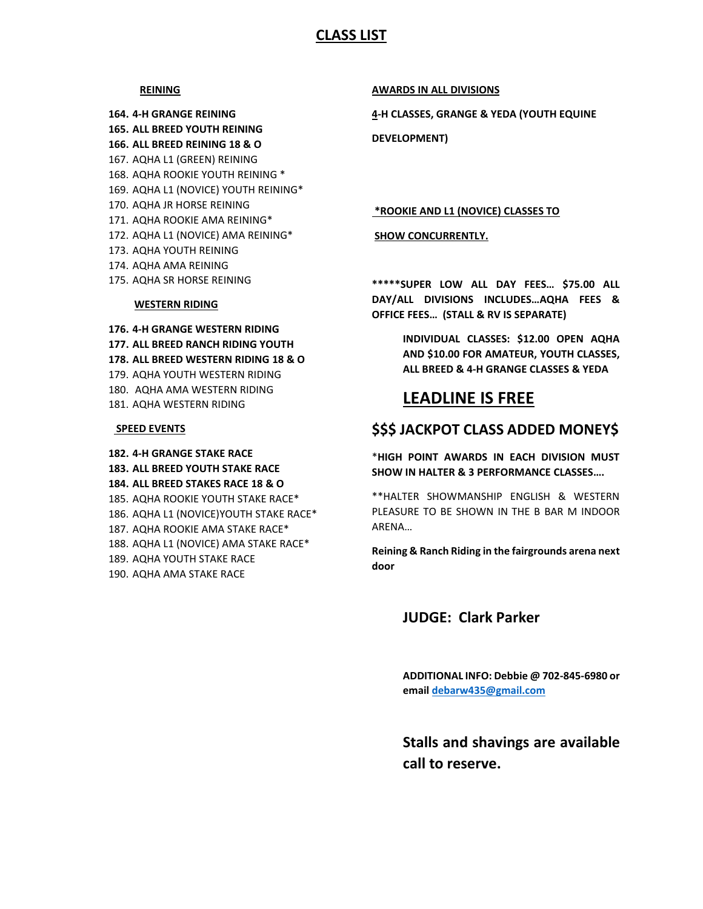# CLASS LIST

## REINING

**164. 4-H GRANGE REINING**
**165. ALL BREED YOUTH REINING**
**166. ALL BREED REINING 18 & O**
167. AQHA L1 (GREEN) REINING
168. AQHA ROOKIE YOUTH REINING *
169. AQHA L1 (NOVICE) YOUTH REINING*
170. AQHA JR HORSE REINING
171. AQHA ROOKIE AMA REINING*
172. AQHA L1 (NOVICE) AMA REINING*
173. AQHA YOUTH REINING
174. AQHA AMA REINING
175. AQHA SR HORSE REINING

## WESTERN RIDING

**176. 4-H GRANGE WESTERN RIDING**
**177. ALL BREED RANCH RIDING YOUTH**
**178. ALL BREED WESTERN RIDING 18 & O**
179. AQHA YOUTH WESTERN RIDING
180. AQHA AMA WESTERN RIDING
181. AQHA WESTERN RIDING

## SPEED EVENTS

**182. 4-H GRANGE STAKE RACE**
**183. ALL BREED YOUTH STAKE RACE**
**184. ALL BREED STAKES RACE 18 & O**
185. AQHA ROOKIE YOUTH STAKE RACE*
186. AQHA L1 (NOVICE)YOUTH STAKE RACE*
187. AQHA ROOKIE AMA STAKE RACE*
188. AQHA L1 (NOVICE) AMA STAKE RACE*
189. AQHA YOUTH STAKE RACE
190. AQHA AMA STAKE RACE

## AWARDS IN ALL DIVISIONS

**4-H CLASSES, GRANGE & YEDA (YOUTH EQUINE DEVELOPMENT)**

**\*ROOKIE AND L1 (NOVICE) CLASSES TO SHOW CONCURRENTLY.**

**\*\*\*\*\*SUPER LOW ALL DAY FEES… $75.00 ALL DAY/ALL DIVISIONS INCLUDES…AQHA FEES & OFFICE FEES… (STALL & RV IS SEPARATE)**

**INDIVIDUAL CLASSES: $12.00 OPEN AQHA AND $10.00 FOR AMATEUR, YOUTH CLASSES, ALL BREED & 4-H GRANGE CLASSES & YEDA**

## LEADLINE IS FREE

## $$$ JACKPOT CLASS ADDED MONEY$

*\*HIGH POINT AWARDS IN EACH DIVISION MUST SHOW IN HALTER & 3 PERFORMANCE CLASSES….*

**HALTER SHOWMANSHIP ENGLISH & WESTERN PLEASURE TO BE SHOWN IN THE B BAR M INDOOR ARENA…

**Reining & Ranch Riding in the fairgrounds arena next door**

**JUDGE: Clark Parker**

**ADDITIONAL INFO: Debbie @ 702-845-6980 or email debarw435@gmail.com**

**Stalls and shavings are available call to reserve.**